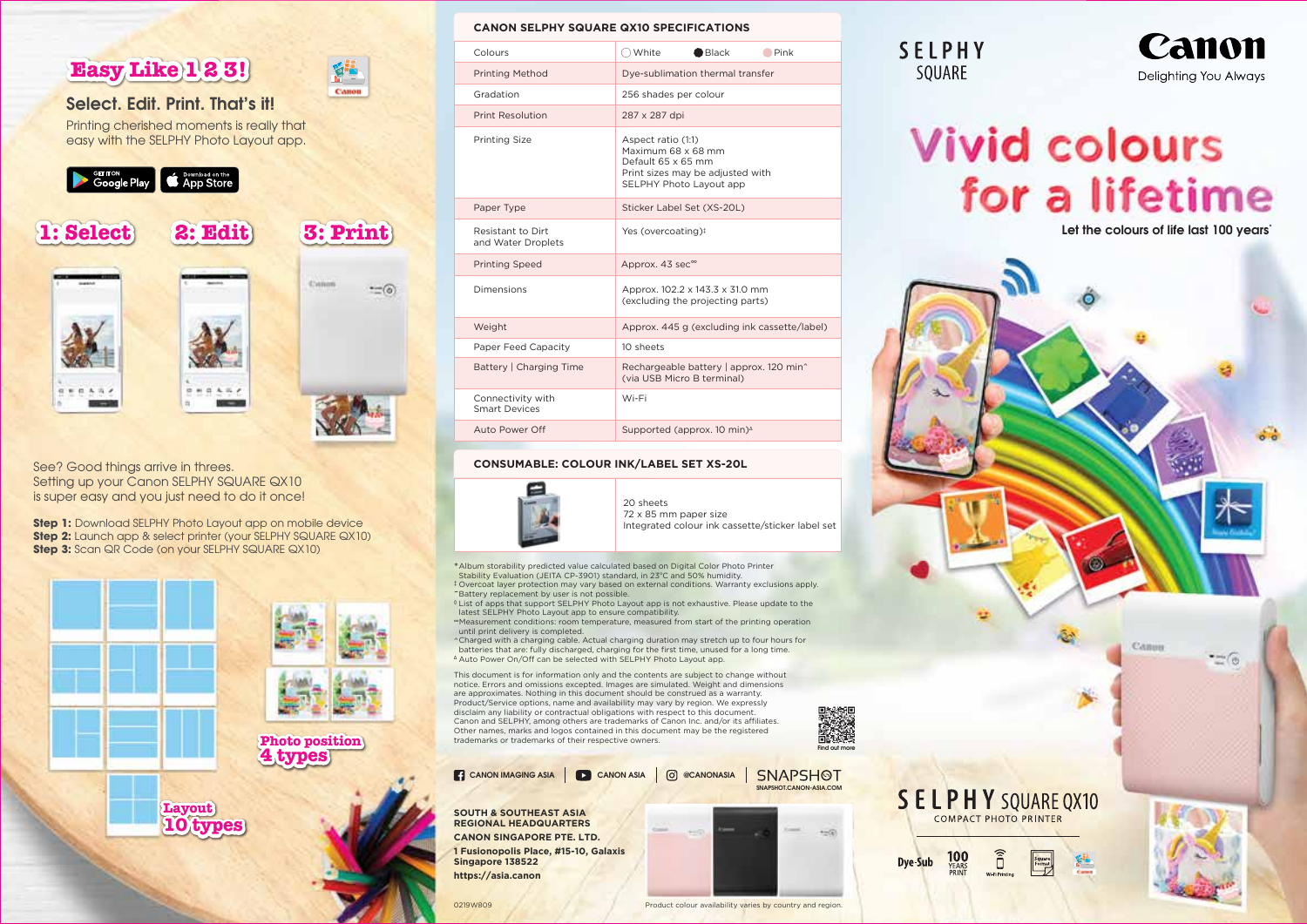# Easy Like 1 2 3!

## Select. Edit. Print. That's it!

Printing cherished moments is really that easy with the SELPHY Photo Layout app.

GET IT ON Google Play | Download on the App Store

**1: Select** **2: Edit** **3: Print**

See? Good things arrive in threes. Setting up your Canon SELPHY SQUARE QX10 is super easy and you just need to do it once!

**Step 1:** Download SELPHY Photo Layout app on mobile device
**Step 2:** Launch app & select printer (your SELPHY SQUARE QX10)
**Step 3:** Scan QR Code (on your SELPHY SQUARE QX10)

**Photo position 4 types**

**Layout 10 types**

## CANON SELPHY SQUARE QX10 SPECIFICATIONS

| | |
|---|---|
| Colours | White, Black, Pink |
| Printing Method | Dye-sublimation thermal transfer |
| Gradation | 256 shades per colour |
| Print Resolution | 287 x 287 dpi |
| Printing Size | Aspect ratio (1:1)<br>Maximum 68 x 68 mm<br>Default 65 x 65 mm<br>Print sizes may be adjusted with SELPHY Photo Layout app |
| Paper Type | Sticker Label Set (XS-20L) |
| Resistant to Dirt and Water Droplets | Yes (overcoating)‡ |
| Printing Speed | Approx. 43 sec∞ |
| Dimensions | Approx. 102.2 x 143.3 x 31.0 mm (excluding the projecting parts) |
| Weight | Approx. 445 g (excluding ink cassette/label) |
| Paper Feed Capacity | 10 sheets |
| Battery \| Charging Time | Rechargeable battery \| approx. 120 min^ (via USB Micro B terminal) |
| Connectivity with Smart Devices | Wi-Fi |
| Auto Power Off | Supported (approx. 10 min)δ |

## CONSUMABLE: COLOUR INK/LABEL SET XS-20L

20 sheets
72 x 85 mm paper size
Integrated colour ink cassette/sticker label set

\* Album storability predicted value calculated based on Digital Color Photo Printer Stability Evaluation (JEITA CP-3901) standard, in 23°C and 50% humidity.
‡ Overcoat layer protection may vary based on external conditions. Warranty exclusions apply.
~ Battery replacement by user is not possible.
◊ List of apps that support SELPHY Photo Layout app is not exhaustive. Please update to the latest SELPHY Photo Layout app to ensure compatibility.
∞ Measurement conditions: room temperature, measured from start of the printing operation until print delivery is completed.
^ Charged with a charging cable. Actual charging duration may stretch up to four hours for batteries that are: fully discharged, charging for the first time, unused for a long time.
δ Auto Power On/Off can be selected with SELPHY Photo Layout app.

This document is for information only and the contents are subject to change without notice. Errors and omissions excepted. Images are simulated. Weight and dimensions are approximates. Nothing in this document should be construed as a warranty. Product/Service options, name and availability may vary by region. We expressly disclaim any liability or contractual obligations with respect to this document. Canon and SELPHY, among others are trademarks of Canon Inc. and/or its affiliates. Other names, marks and logos contained in this document may be the registered trademarks or trademarks of their respective owners.

Find out more

CANON IMAGING ASIA | CANON ASIA | @CANONASIA | SNAPSHOT SNAPSHOT.CANON-ASIA.COM

**SOUTH & SOUTHEAST ASIA REGIONAL HEADQUARTERS**
**CANON SINGAPORE PTE. LTD.**
**1 Fusionopolis Place, #15-10, Galaxis Singapore 138522**
**https://asia.canon**

0219W809

Product colour availability varies by country and region.

SELPHY SQUARE

Canon
Delighting You Always

# Vivid colours for a lifetime

Let the colours of life last 100 years*

## SELPHY SQUARE QX10

COMPACT PHOTO PRINTER

Dye-Sub | 100 YEARS PRINT | Wi-Fi Printing | Square Format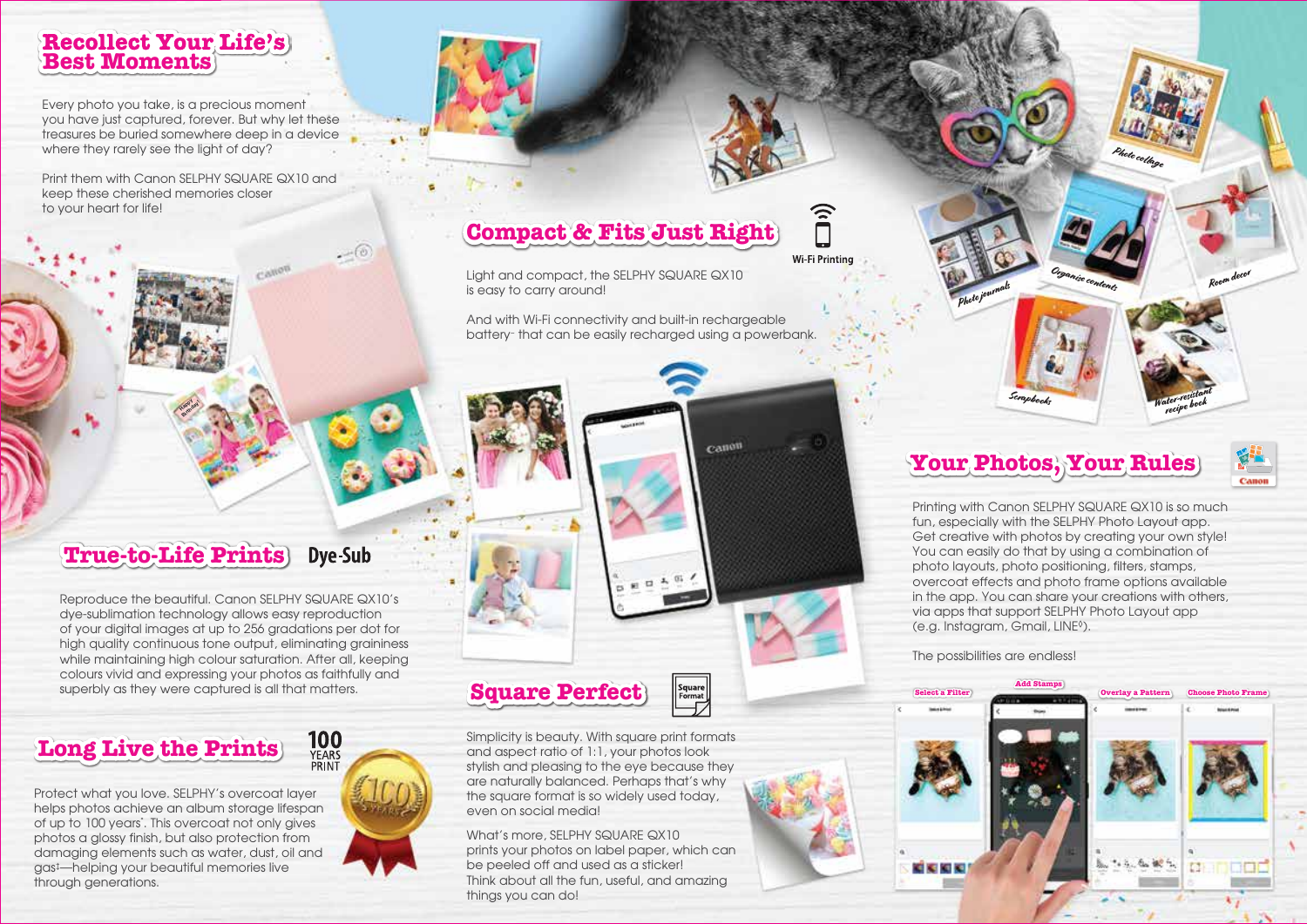## Recollect Your Life's Best Moments

Every photo you take, is a precious moment you have just captured, forever. But why let these treasures be buried somewhere deep in a device where they rarely see the light of day?

Print them with Canon SELPHY SQUARE QX10 and keep these cherished memories closer to your heart for life!

## True-to-Life Prints

Dye-Sub

Reproduce the beautiful. Canon SELPHY SQUARE QX10's dye-sublimation technology allows easy reproduction of your digital images at up to 256 gradations per dot for high quality continuous tone output, eliminating graininess while maintaining high colour saturation. After all, keeping colours vivid and expressing your photos as faithfully and superbly as they were captured is all that matters.

## Long Live the Prints

100 YEARS PRINT

Protect what you love. SELPHY's overcoat layer helps photos achieve an album storage lifespan of up to 100 years*. This overcoat not only gives photos a glossy finish, but also protection from damaging elements such as water, dust, oil and gas†—helping your beautiful memories live through generations.

## Compact & Fits Just Right

Wi-Fi Printing

Light and compact, the SELPHY SQUARE QX10 is easy to carry around!

And with Wi-Fi connectivity and built-in rechargeable battery- that can be easily recharged using a powerbank.

## Square Perfect

Square Format

Simplicity is beauty. With square print formats and aspect ratio of 1:1, your photos look stylish and pleasing to the eye because they are naturally balanced. Perhaps that's why the square format is so widely used today, even on social media!

What's more, SELPHY SQUARE QX10 prints your photos on label paper, which can be peeled off and used as a sticker! Think about all the fun, useful, and amazing things you can do!

Photo collage

Photo journals

Organize contents

Room decor

Scrapbooks

Water-resistant recipe book

## Your Photos, Your Rules

Printing with Canon SELPHY SQUARE QX10 is so much fun, especially with the SELPHY Photo Layout app. Get creative with photos by creating your own style! You can easily do that by using a combination of photo layouts, photo positioning, filters, stamps, overcoat effects and photo frame options available in the app. You can share your creations with others, via apps that support SELPHY Photo Layout app (e.g. Instagram, Gmail, LINE[§]).

The possibilities are endless!

Select a Filter

Add Stamps

Overlay a Pattern

Choose Photo Frame